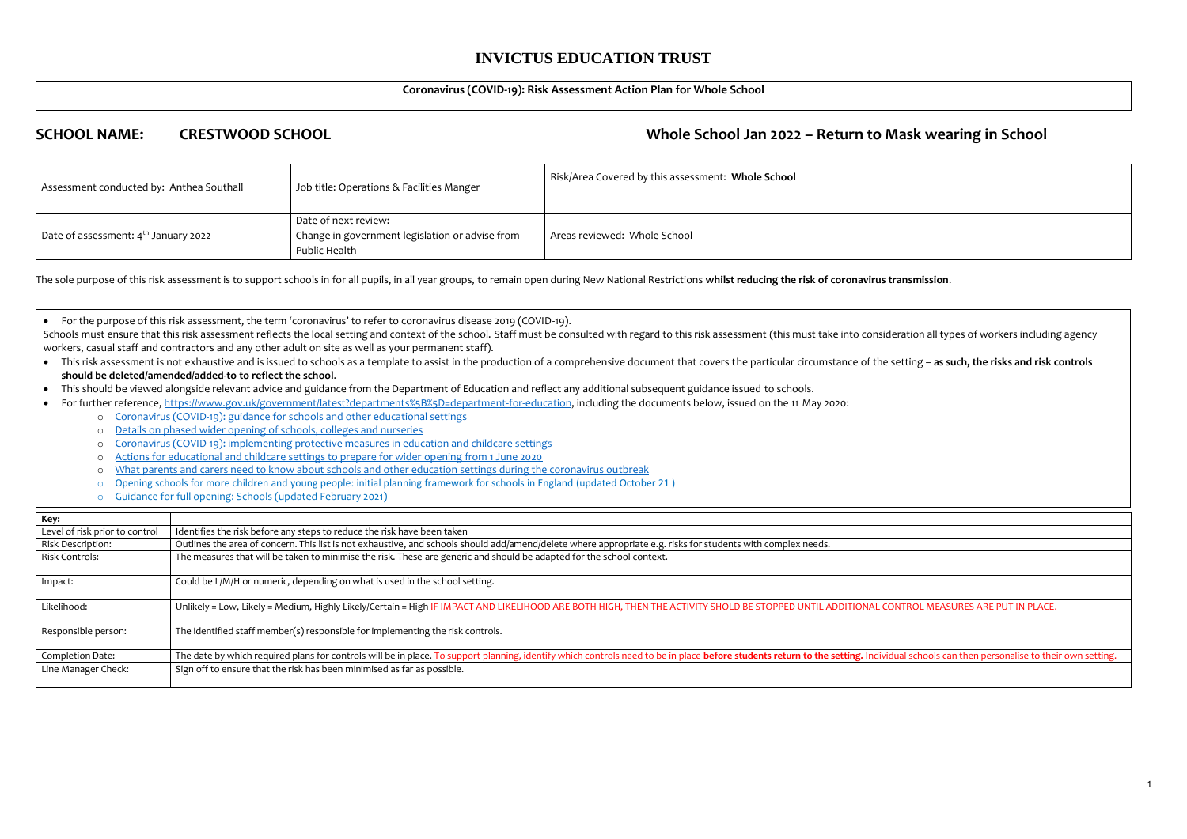# INVICTUS EDUCATION TRUST

**Coronavirus (COVID-19): Risk Assessment Action Plan for Whole School**

## SCHOOL NAME: CRESTWOOD SCHOOL

## Whole School Jan 2022 – Return to Mask wearing in School

| Assessment conducted by: Anthea Southall | Job title: Operations & Facilities Manger | Risk/Area Covered by this assessment: **Whole School** |
|---|---|---|
| Date of assessment: 4th January 2022 | Date of next review: Change in government legislation or advise from Public Health | Areas reviewed: Whole School |

The sole purpose of this risk assessment is to support schools in for all pupils, in all year groups, to remain open during New National Restrictions **whilst reducing the risk of coronavirus transmission**.

- For the purpose of this risk assessment, the term 'coronavirus' to refer to coronavirus disease 2019 (COVID-19).

Schools must ensure that this risk assessment reflects the local setting and context of the school. Staff must be consulted with regard to this risk assessment (this must take into consideration all types of workers including agency workers, casual staff and contractors and any other adult on site as well as your permanent staff).

- This risk assessment is not exhaustive and is issued to schools as a template to assist in the production of a comprehensive document that covers the particular circumstance of the setting – **as such, the risks and risk controls should be deleted/amended/added-to to reflect the school**.
- This should be viewed alongside relevant advice and guidance from the Department of Education and reflect any additional subsequent guidance issued to schools.
- For further reference, https://www.gov.uk/government/latest?departments%5B%5D=department-for-education, including the documents below, issued on the 11 May 2020:
  - Coronavirus (COVID-19): guidance for schools and other educational settings
  - Details on phased wider opening of schools, colleges and nurseries
  - Coronavirus (COVID-19): implementing protective measures in education and childcare settings
  - Actions for educational and childcare settings to prepare for wider opening from 1 June 2020
  - What parents and carers need to know about schools and other education settings during the coronavirus outbreak
  - Opening schools for more children and young people: initial planning framework for schools in England (updated October 21 )
  - Guidance for full opening: Schools (updated February 2021)

| Key: | |
|---|---|
| Level of risk prior to control | Identifies the risk before any steps to reduce the risk have been taken |
| Risk Description: | Outlines the area of concern. This list is not exhaustive, and schools should add/amend/delete where appropriate e.g. risks for students with complex needs. |
| Risk Controls: | The measures that will be taken to minimise the risk. These are generic and should be adapted for the school context. |
| Impact: | Could be L/M/H or numeric, depending on what is used in the school setting. |
| Likelihood: | Unlikely = Low, Likely = Medium, Highly Likely/Certain = High IF IMPACT AND LIKELIHOOD ARE BOTH HIGH, THEN THE ACTIVITY SHOLD BE STOPPED UNTIL ADDITIONAL CONTROL MEASURES ARE PUT IN PLACE. |
| Responsible person: | The identified staff member(s) responsible for implementing the risk controls. |
| Completion Date: | The date by which required plans for controls will be in place. To support planning, identify which controls need to be in place **before students return to the setting.** Individual schools can then personalise to their own setting. |
| Line Manager Check: | Sign off to ensure that the risk has been minimised as far as possible. |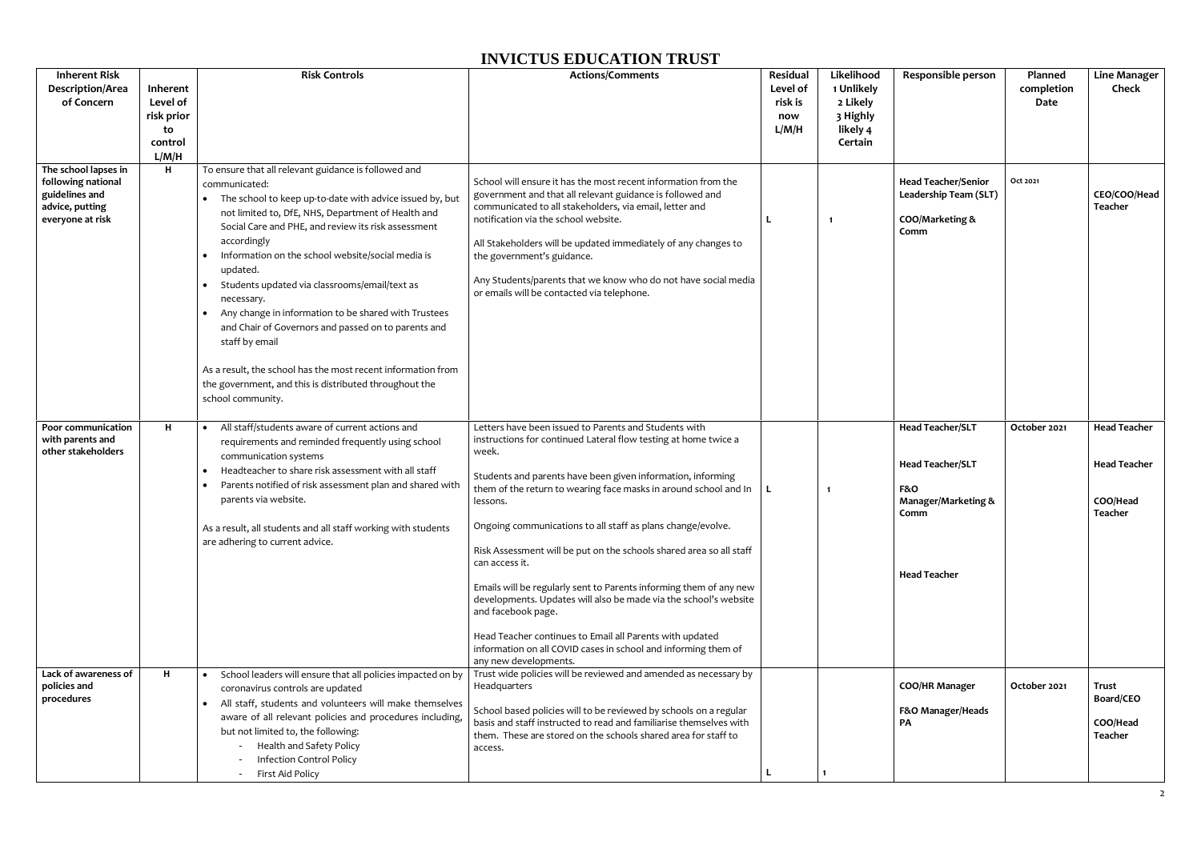# INVICTUS EDUCATION TRUST

| Inherent Risk Description/Area of Concern | Inherent Level of risk prior to control L/M/H | Risk Controls | Actions/Comments | Residual Level of risk is now L/M/H | Likelihood 1 Unlikely 2 Likely 3 Highly likely 4 Certain | Responsible person | Planned completion Date | Line Manager Check |
|---|---|---|---|---|---|---|---|---|
| **The school lapses in following national guidelines and advice, putting everyone at risk** | **H** | To ensure that all relevant guidance is followed and communicated:<br>• The school to keep up-to-date with advice issued by, but not limited to, DfE, NHS, Department of Health and Social Care and PHE, and review its risk assessment accordingly<br>• Information on the school website/social media is updated.<br>• Students updated via classrooms/email/text as necessary.<br>• Any change in information to be shared with Trustees and Chair of Governors and passed on to parents and staff by email<br><br>As a result, the school has the most recent information from the government, and this is distributed throughout the school community. | School will ensure it has the most recent information from the government and that all relevant guidance is followed and communicated to all stakeholders, via email, letter and notification via the school website.<br><br>All Stakeholders will be updated immediately of any changes to the government's guidance.<br><br>Any Students/parents that we know who do not have social media or emails will be contacted via telephone. | L | 1 | **Head Teacher/Senior Leadership Team (SLT)**<br><br>**COO/Marketing & Comm** | **Oct 2021** | **CEO/COO/Head Teacher** |
| **Poor communication with parents and other stakeholders** | **H** | • All staff/students aware of current actions and requirements and reminded frequently using school communication systems<br>• Headteacher to share risk assessment with all staff<br>• Parents notified of risk assessment plan and shared with parents via website.<br><br>As a result, all students and all staff working with students are adhering to current advice. | Letters have been issued to Parents and Students with instructions for continued Lateral flow testing at home twice a week.<br><br>Students and parents have been given information, informing them of the return to wearing face masks in around school and In lessons.<br><br>Ongoing communications to all staff as plans change/evolve.<br><br>Risk Assessment will be put on the schools shared area so all staff can access it.<br><br>Emails will be regularly sent to Parents informing them of any new developments. Updates will also be made via the school's website and facebook page.<br><br>Head Teacher continues to Email all Parents with updated information on all COVID cases in school and informing them of any new developments. | L | 1 | **Head Teacher/SLT**<br><br>**Head Teacher/SLT**<br><br>**F&O Manager/Marketing & Comm**<br><br>**Head Teacher** | **October 2021** | **Head Teacher**<br><br>**Head Teacher**<br><br>**COO/Head Teacher** |
| **Lack of awareness of policies and procedures** | **H** | • School leaders will ensure that all policies impacted on by coronavirus controls are updated<br>• All staff, students and volunteers will make themselves aware of all relevant policies and procedures including, but not limited to, the following:<br>- Health and Safety Policy<br>- Infection Control Policy<br>- First Aid Policy | Trust wide policies will be reviewed and amended as necessary by Headquarters<br><br>School based policies will to be reviewed by schools on a regular basis and staff instructed to read and familiarise themselves with them. These are stored on the schools shared area for staff to access. | L | 1 | **COO/HR Manager**<br><br>**F&O Manager/Heads PA** | **October 2021** | **Trust Board/CEO**<br><br>**COO/Head Teacher** |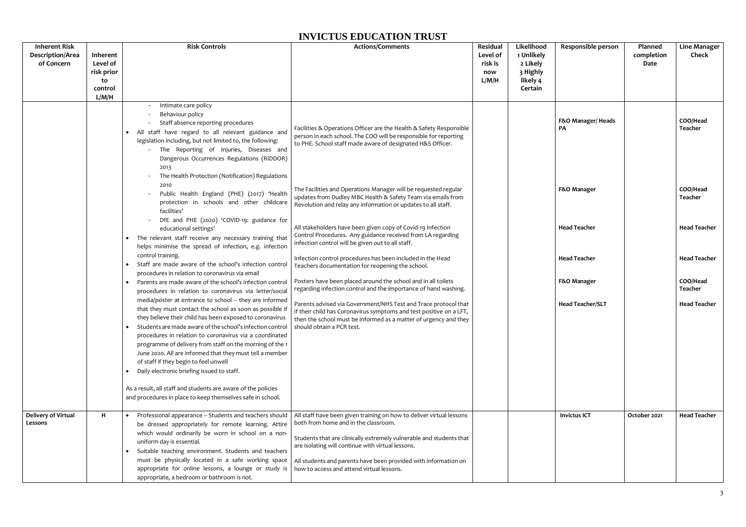# INVICTUS EDUCATION TRUST

| Inherent Risk Description/Area of Concern | Inherent Level of risk prior to control L/M/H | Risk Controls | Actions/Comments | Residual Level of risk is now L/M/H | Likelihood 1 Unlikely 2 Likely 3 Highly likely 4 Certain | Responsible person | Planned completion Date | Line Manager Check |
|---|---|---|---|---|---|---|---|---|
| | | - Intimate care policy<br>- Behaviour policy<br>- Staff absence reporting procedures<br>• All staff have regard to all relevant guidance and legislation including, but not limited to, the following:<br>- The Reporting of Injuries, Diseases and Dangerous Occurrences Regulations (RIDDOR) 2013<br>- The Health Protection (Notification) Regulations 2010<br>- Public Health England (PHE) (2017) 'Health protection in schools and other childcare facilities'<br>- DfE and PHE (2020) 'COVID-19: guidance for educational settings'<br>• The relevant staff receive any necessary training that helps minimise the spread of infection, e.g. infection control training.<br>• Staff are made aware of the school's infection control procedures in relation to coronavirus via email<br>• Parents are made aware of the school's infection control procedures in relation to coronavirus via letter/social media/poster at entrance to school – they are informed that they must contact the school as soon as possible if they believe their child has been exposed to coronavirus<br>• Students are made aware of the school's infection control procedures in relation to coronavirus via a coordinated programme of delivery from staff on the morning of the 1 June 2020. All are informed that they must tell a member of staff if they begin to feel unwell<br>• Daily electronic briefing issued to staff.<br><br>As a result, all staff and students are aware of the policies and procedures in place to keep themselves safe in school. | Facilities & Operations Officer are the Health & Safety Responsible person in each school. The COO will be responsible for reporting to PHE. School staff made aware of designated H&S Officer.<br><br>The Facilities and Operations Manager will be requested regular updates from Dudley MBC Health & Safety Team via emails from Revolution and relay any information or updates to all staff.<br><br>All stakeholders have been given copy of Covid-19 Infection Control Procedures. Any guidance received from LA regarding infection control will be given out to all staff.<br><br>Infection control procedures has been included in the Head Teachers documentation for reopening the school.<br><br>Posters have been placed around the school and in all toilets regarding infection control and the importance of hand washing.<br><br>Parents advised via Government/NHS Test and Trace protocol that if their child has Coronavirus symptoms and test positive on a LFT, then the school must be informed as a matter of urgency and they should obtain a PCR test. | | | F&O Manager/ Heads PA<br><br>F&O Manager<br><br>Head Teacher<br><br>Head Teacher<br><br>F&O Manager<br><br>Head Teacher/SLT | | COO/Head Teacher<br><br>COO/Head Teacher<br><br>Head Teacher<br><br>Head Teacher<br><br>COO/Head Teacher<br><br>Head Teacher |
| **Delivery of Virtual Lessons** | H | • Professional appearance – Students and teachers should be dressed appropriately for remote learning. Attire which would ordinarily be worn in school on a non-uniform day is essential.<br>• Suitable teaching environment. Students and teachers must be physically located in a safe working space appropriate for online lessons, a lounge or study is appropriate, a bedroom or bathroom is not. | All staff have been given training on how to deliver virtual lessons both from home and in the classroom.<br><br>Students that are clinically extremely vulnerable and students that are isolating will continue with virtual lessons.<br><br>All students and parents have been provided with information on how to access and attend virtual lessons. | | | Invictus ICT | October 2021 | Head Teacher |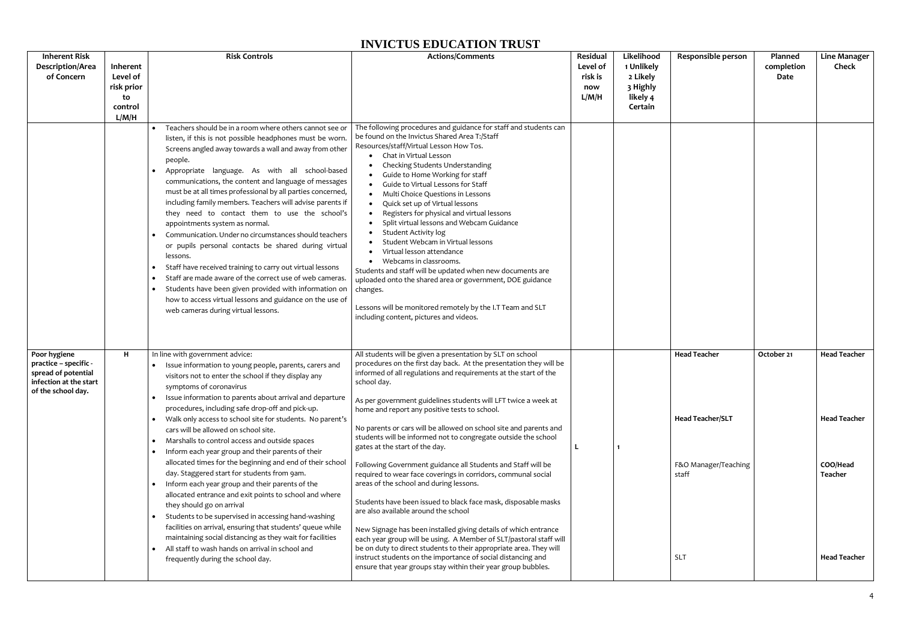# INVICTUS EDUCATION TRUST

| Inherent Risk Description/Area of Concern | Inherent Level of risk prior to control L/M/H | Risk Controls | Actions/Comments | Residual Level of risk is now L/M/H | Likelihood 1 Unlikely 2 Likely 3 Highly likely 4 Certain | Responsible person | Planned completion Date | Line Manager Check |
|---|---|---|---|---|---|---|---|---|
| | | • Teachers should be in a room where others cannot see or listen, if this is not possible headphones must be worn. Screens angled away towards a wall and away from other people.<br>• Appropriate language. As with all school-based communications, the content and language of messages must be at all times professional by all parties concerned, including family members. Teachers will advise parents if they need to contact them to use the school's appointments system as normal.<br>• Communication. Under no circumstances should teachers or pupils personal contacts be shared during virtual lessons.<br>• Staff have received training to carry out virtual lessons<br>• Staff are made aware of the correct use of web cameras.<br>• Students have been given provided with information on how to access virtual lessons and guidance on the use of web cameras during virtual lessons. | The following procedures and guidance for staff and students can be found on the Invictus Shared Area T:/Staff Resources/staff/Virtual Lesson How Tos.<br>• Chat in Virtual Lesson<br>• Checking Students Understanding<br>• Guide to Home Working for staff<br>• Guide to Virtual Lessons for Staff<br>• Multi Choice Questions in Lessons<br>• Quick set up of Virtual lessons<br>• Registers for physical and virtual lessons<br>• Split virtual lessons and Webcam Guidance<br>• Student Activity log<br>• Student Webcam in Virtual lessons<br>• Virtual lesson attendance<br>• Webcams in classrooms.<br>Students and staff will be updated when new documents are uploaded onto the shared area or government, DOE guidance changes.<br><br>Lessons will be monitored remotely by the I.T Team and SLT including content, pictures and videos. | | | | | |
| **Poor hygiene practice – specific - spread of potential infection at the start of the school day.** | **H** | In line with government advice:<br>• Issue information to young people, parents, carers and visitors not to enter the school if they display any symptoms of coronavirus<br>• Issue information to parents about arrival and departure procedures, including safe drop-off and pick-up.<br>• Walk only access to school site for students. No parent's cars will be allowed on school site.<br>• Marshalls to control access and outside spaces<br>• Inform each year group and their parents of their allocated times for the beginning and end of their school day. Staggered start for students from 9am.<br>• Inform each year group and their parents of the allocated entrance and exit points to school and where they should go on arrival<br>• Students to be supervised in accessing hand-washing facilities on arrival, ensuring that students' queue while maintaining social distancing as they wait for facilities<br>• All staff to wash hands on arrival in school and frequently during the school day. | All students will be given a presentation by SLT on school procedures on the first day back. At the presentation they will be informed of all regulations and requirements at the start of the school day.<br><br>As per government guidelines students will LFT twice a week at home and report any positive tests to school.<br><br>No parents or cars will be allowed on school site and parents and students will be informed not to congregate outside the school gates at the start of the day.<br><br>Following Government guidance all Students and Staff will be required to wear face coverings in corridors, communal social areas of the school and during lessons.<br><br>Students have been issued to black face mask, disposable masks are also available around the school<br><br>New Signage has been installed giving details of which entrance each year group will be using. A Member of SLT/pastoral staff will be on duty to direct students to their appropriate area. They will instruct students on the importance of social distancing and ensure that year groups stay within their year group bubbles. | L | 1 | **Head Teacher**<br><br>**Head Teacher/SLT**<br><br>F&O Manager/Teaching staff<br><br>SLT | October 21 | **Head Teacher**<br><br>**Head Teacher**<br><br>**COO/Head Teacher**<br><br>**Head Teacher** |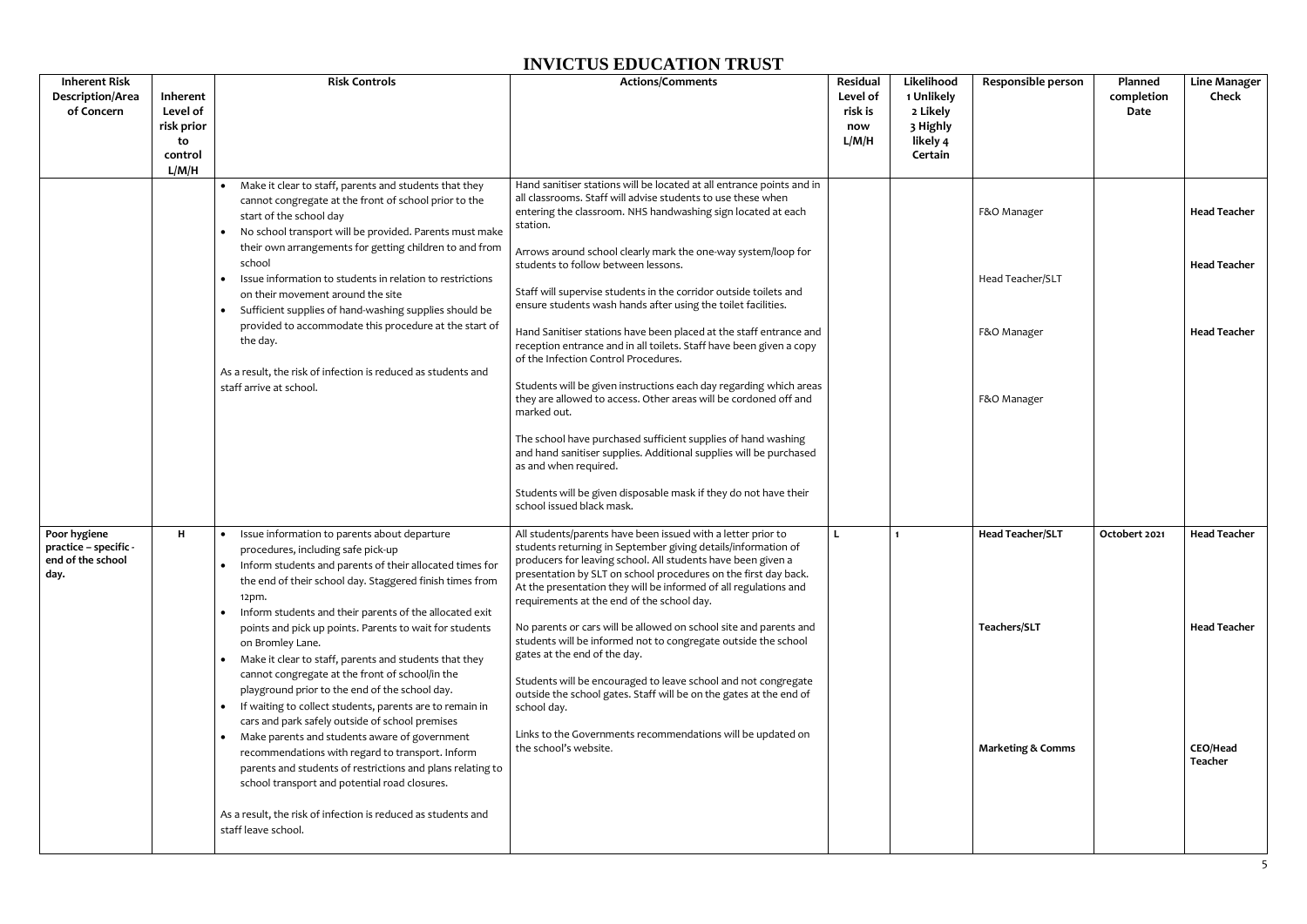# INVICTUS EDUCATION TRUST

| Inherent Risk Description/Area of Concern | Inherent Level of risk prior to control L/M/H | Risk Controls | Actions/Comments | Residual Level of risk is now L/M/H | Likelihood 1 Unlikely 2 Likely 3 Highly likely 4 Certain | Responsible person | Planned completion Date | Line Manager Check |
|---|---|---|---|---|---|---|---|---|
| | | • Make it clear to staff, parents and students that they cannot congregate at the front of school prior to the start of the school day<br>• No school transport will be provided. Parents must make their own arrangements for getting children to and from school<br>• Issue information to students in relation to restrictions on their movement around the site<br>• Sufficient supplies of hand-washing supplies should be provided to accommodate this procedure at the start of the day.<br><br>As a result, the risk of infection is reduced as students and staff arrive at school. | Hand sanitiser stations will be located at all entrance points and in all classrooms. Staff will advise students to use these when entering the classroom. NHS handwashing sign located at each station.<br><br>Arrows around school clearly mark the one-way system/loop for students to follow between lessons.<br><br>Staff will supervise students in the corridor outside toilets and ensure students wash hands after using the toilet facilities.<br><br>Hand Sanitiser stations have been placed at the staff entrance and reception entrance and in all toilets. Staff have been given a copy of the Infection Control Procedures.<br><br>Students will be given instructions each day regarding which areas they are allowed to access. Other areas will be cordoned off and marked out.<br><br>The school have purchased sufficient supplies of hand washing and hand sanitiser supplies. Additional supplies will be purchased as and when required.<br><br>Students will be given disposable mask if they do not have their school issued black mask. | | | F&O Manager<br><br>Head Teacher/SLT<br><br>F&O Manager<br><br>F&O Manager | | **Head Teacher**<br><br>**Head Teacher**<br><br>**Head Teacher** |
| **Poor hygiene practice – specific - end of the school day.** | **H** | • Issue information to parents about departure procedures, including safe pick-up<br>• Inform students and parents of their allocated times for the end of their school day. Staggered finish times from 12pm.<br>• Inform students and their parents of the allocated exit points and pick up points. Parents to wait for students on Bromley Lane.<br>• Make it clear to staff, parents and students that they cannot congregate at the front of school/in the playground prior to the end of the school day.<br>• If waiting to collect students, parents are to remain in cars and park safely outside of school premises<br>• Make parents and students aware of government recommendations with regard to transport. Inform parents and students of restrictions and plans relating to school transport and potential road closures.<br><br>As a result, the risk of infection is reduced as students and staff leave school. | All students/parents have been issued with a letter prior to students returning in September giving details/information of producers for leaving school. All students have been given a presentation by SLT on school procedures on the first day back. At the presentation they will be informed of all regulations and requirements at the end of the school day.<br><br>No parents or cars will be allowed on school site and parents and students will be informed not to congregate outside the school gates at the end of the day.<br><br>Students will be encouraged to leave school and not congregate outside the school gates. Staff will be on the gates at the end of school day.<br><br>Links to the Governments recommendations will be updated on the school's website. | **L** | **1** | **Head Teacher/SLT**<br><br>**Teachers/SLT**<br><br>**Marketing & Comms** | **Octobert 2021** | **Head Teacher**<br><br>**Head Teacher**<br><br>**CEO/Head Teacher** |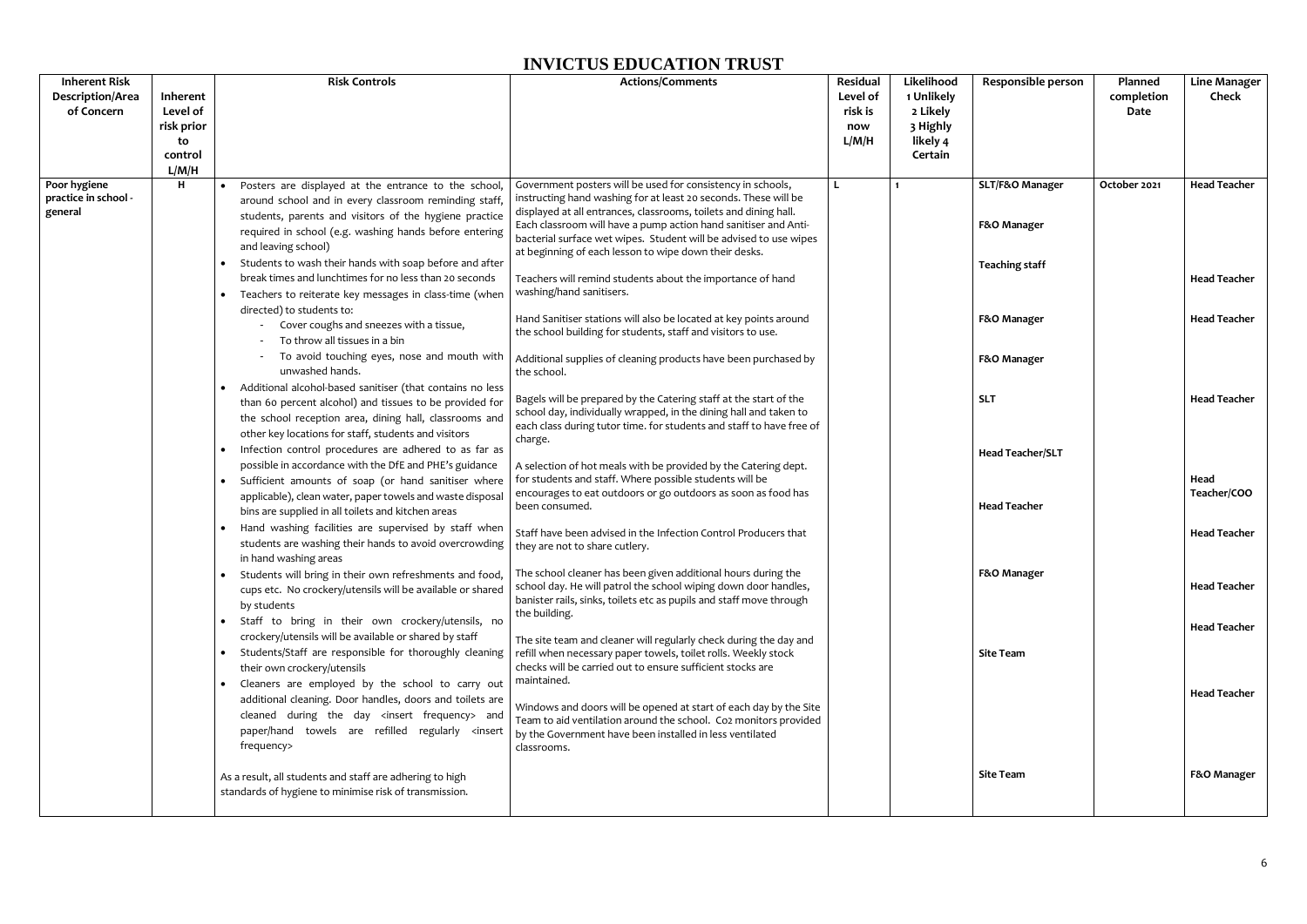# INVICTUS EDUCATION TRUST

| Inherent Risk Description/Area of Concern | Inherent Level of risk prior to control L/M/H | Risk Controls | Actions/Comments | Residual Level of risk is now L/M/H | Likelihood 1 Unlikely 2 Likely 3 Highly likely 4 Certain | Responsible person | Planned completion Date | Line Manager Check |
|---|---|---|---|---|---|---|---|---|
| Poor hygiene practice in school - general | H | • Posters are displayed at the entrance to the school, around school and in every classroom reminding staff, students, parents and visitors of the hygiene practice required in school (e.g. washing hands before entering and leaving school)<br>• Students to wash their hands with soap before and after break times and lunchtimes for no less than 20 seconds<br>• Teachers to reiterate key messages in class-time (when directed) to students to:<br>- Cover coughs and sneezes with a tissue,<br>- To throw all tissues in a bin<br>- To avoid touching eyes, nose and mouth with unwashed hands.<br>• Additional alcohol-based sanitiser (that contains no less than 60 percent alcohol) and tissues to be provided for the school reception area, dining hall, classrooms and other key locations for staff, students and visitors<br>• Infection control procedures are adhered to as far as possible in accordance with the DfE and PHE's guidance<br>• Sufficient amounts of soap (or hand sanitiser where applicable), clean water, paper towels and waste disposal bins are supplied in all toilets and kitchen areas<br>• Hand washing facilities are supervised by staff when students are washing their hands to avoid overcrowding in hand washing areas<br>• Students will bring in their own refreshments and food, cups etc. No crockery/utensils will be available or shared by students<br>• Staff to bring in their own crockery/utensils, no crockery/utensils will be available or shared by staff<br>• Students/Staff are responsible for thoroughly cleaning their own crockery/utensils<br>• Cleaners are employed by the school to carry out additional cleaning. Door handles, doors and toilets are cleaned during the day <insert frequency> and paper/hand towels are refilled regularly <insert frequency><br><br>As a result, all students and staff are adhering to high standards of hygiene to minimise risk of transmission. | Government posters will be used for consistency in schools, instructing hand washing for at least 20 seconds. These will be displayed at all entrances, classrooms, toilets and dining hall. Each classroom will have a pump action hand sanitiser and Anti-bacterial surface wet wipes. Student will be advised to use wipes at beginning of each lesson to wipe down their desks.<br><br>Teachers will remind students about the importance of hand washing/hand sanitisers.<br><br>Hand Sanitiser stations will also be located at key points around the school building for students, staff and visitors to use.<br><br>Additional supplies of cleaning products have been purchased by the school.<br><br>Bagels will be prepared by the Catering staff at the start of the school day, individually wrapped, in the dining hall and taken to each class during tutor time. for students and staff to have free of charge.<br><br>A selection of hot meals with be provided by the Catering dept. for students and staff. Where possible students will be encourages to eat outdoors or go outdoors as soon as food has been consumed.<br><br>Staff have been advised in the Infection Control Producers that they are not to share cutlery.<br><br>The school cleaner has been given additional hours during the school day. He will patrol the school wiping down door handles, banister rails, sinks, toilets etc as pupils and staff move through the building.<br><br>The site team and cleaner will regularly check during the day and refill when necessary paper towels, toilet rolls. Weekly stock checks will be carried out to ensure sufficient stocks are maintained.<br><br>Windows and doors will be opened at start of each day by the Site Team to aid ventilation around the school. Co2 monitors provided by the Government have been installed in less ventilated classrooms. | L | 1 | SLT/F&O Manager<br><br>F&O Manager<br><br>Teaching staff<br><br>F&O Manager<br><br>F&O Manager<br><br>SLT<br><br>Head Teacher/SLT<br><br>Head Teacher<br><br>F&O Manager<br><br>Site Team<br><br>Site Team | October 2021 | Head Teacher<br><br>Head Teacher<br><br>Head Teacher<br><br>Head Teacher<br><br>Head Teacher/COO<br><br>Head Teacher<br><br>Head Teacher<br><br>Head Teacher<br><br>Head Teacher<br><br>F&O Manager |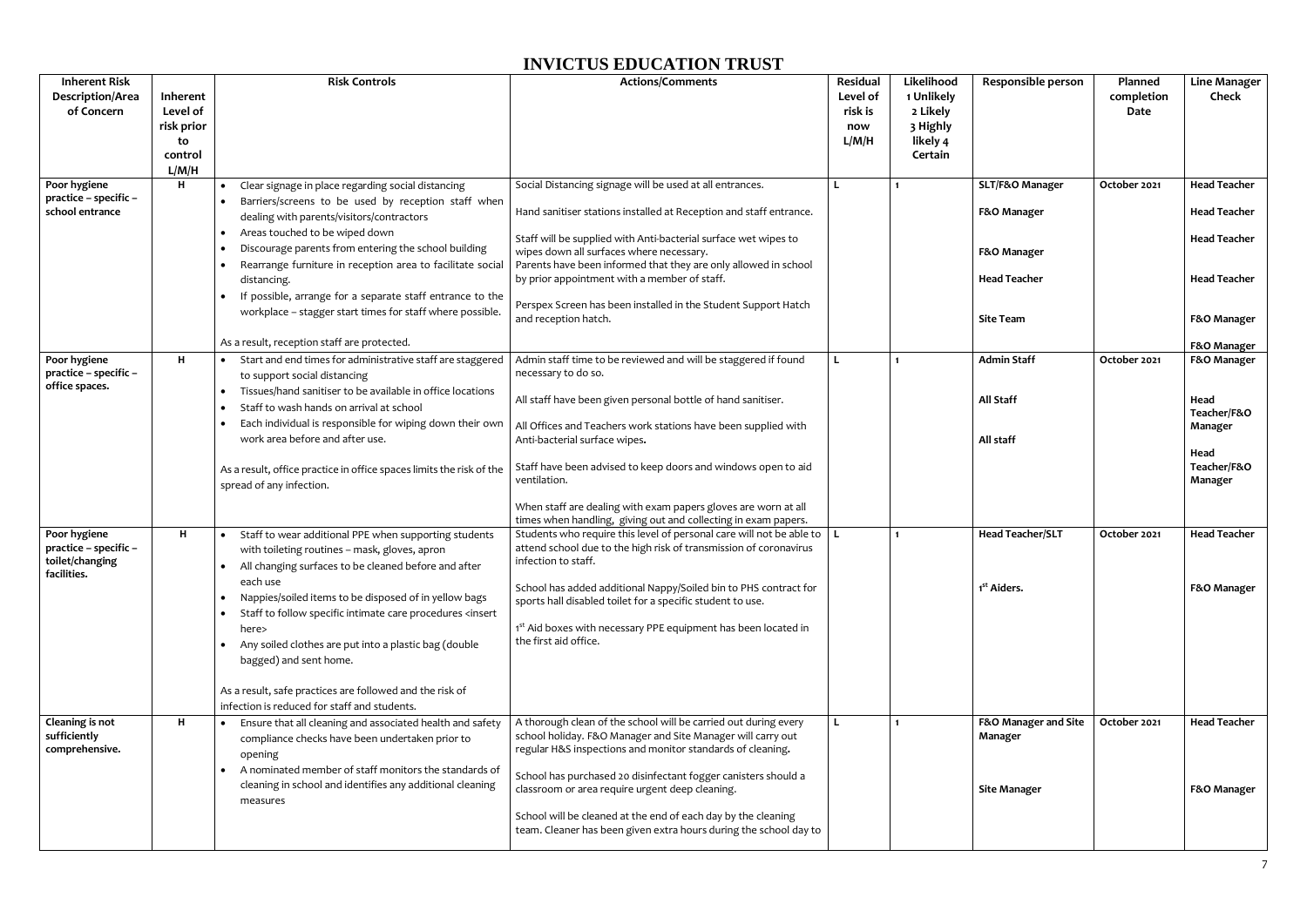# INVICTUS EDUCATION TRUST

| Inherent Risk Description/Area of Concern | Inherent Level of risk prior to control L/M/H | Risk Controls | Actions/Comments | Residual Level of risk is now L/M/H | Likelihood 1 Unlikely 2 Likely 3 Highly likely 4 Certain | Responsible person | Planned completion Date | Line Manager Check |
|---|---|---|---|---|---|---|---|---|
| **Poor hygiene practice – specific – school entrance** | **H** | • Clear signage in place regarding social distancing<br>• Barriers/screens to be used by reception staff when dealing with parents/visitors/contractors<br>• Areas touched to be wiped down<br>• Discourage parents from entering the school building<br>• Rearrange furniture in reception area to facilitate social distancing.<br>• If possible, arrange for a separate staff entrance to the workplace – stagger start times for staff where possible.<br><br>As a result, reception staff are protected. | Social Distancing signage will be used at all entrances.<br><br>Hand sanitiser stations installed at Reception and staff entrance.<br><br>Staff will be supplied with Anti-bacterial surface wet wipes to wipes down all surfaces where necessary.<br>Parents have been informed that they are only allowed in school by prior appointment with a member of staff.<br><br>Perspex Screen has been installed in the Student Support Hatch and reception hatch. | **L** | **1** | **SLT/F&O Manager**<br><br>**F&O Manager**<br><br>**F&O Manager**<br><br>**Head Teacher**<br><br>**Site Team** | **October 2021** | **Head Teacher**<br><br>**Head Teacher**<br><br>**Head Teacher**<br><br>**Head Teacher**<br><br>**F&O Manager**<br><br>**F&O Manager** |
| **Poor hygiene practice – specific – office spaces.** | **H** | • Start and end times for administrative staff are staggered to support social distancing<br>• Tissues/hand sanitiser to be available in office locations<br>• Staff to wash hands on arrival at school<br>• Each individual is responsible for wiping down their own work area before and after use.<br><br>As a result, office practice in office spaces limits the risk of the spread of any infection. | Admin staff time to be reviewed and will be staggered if found necessary to do so.<br><br>All staff have been given personal bottle of hand sanitiser.<br><br>All Offices and Teachers work stations have been supplied with Anti-bacterial surface wipes.<br><br>Staff have been advised to keep doors and windows open to aid ventilation.<br><br>When staff are dealing with exam papers gloves are worn at all times when handling, giving out and collecting in exam papers. | **L** | **1** | **Admin Staff**<br><br>**All Staff**<br><br>**All staff** | **October 2021** | **F&O Manager**<br><br>**Head Teacher/F&O Manager**<br><br>**Head Teacher/F&O Manager** |
| **Poor hygiene practice – specific – toilet/changing facilities.** | **H** | • Staff to wear additional PPE when supporting students with toileting routines – mask, gloves, apron<br>• All changing surfaces to be cleaned before and after each use<br>• Nappies/soiled items to be disposed of in yellow bags<br>• Staff to follow specific intimate care procedures <insert here><br>• Any soiled clothes are put into a plastic bag (double bagged) and sent home.<br><br>As a result, safe practices are followed and the risk of infection is reduced for staff and students. | Students who require this level of personal care will not be able to attend school due to the high risk of transmission of coronavirus infection to staff.<br><br>School has added additional Nappy/Soiled bin to PHS contract for sports hall disabled toilet for a specific student to use.<br><br>1st Aid boxes with necessary PPE equipment has been located in the first aid office. | **L** | **1** | **Head Teacher/SLT**<br><br>**1st Aiders.** | **October 2021** | **Head Teacher**<br><br>**F&O Manager** |
| **Cleaning is not sufficiently comprehensive.** | **H** | • Ensure that all cleaning and associated health and safety compliance checks have been undertaken prior to opening<br>• A nominated member of staff monitors the standards of cleaning in school and identifies any additional cleaning measures | A thorough clean of the school will be carried out during every school holiday. F&O Manager and Site Manager will carry out regular H&S inspections and monitor standards of cleaning.<br><br>School has purchased 20 disinfectant fogger canisters should a classroom or area require urgent deep cleaning.<br><br>School will be cleaned at the end of each day by the cleaning team. Cleaner has been given extra hours during the school day to | **L** | **1** | **F&O Manager and Site Manager**<br><br>**Site Manager** | **October 2021** | **Head Teacher**<br><br>**F&O Manager** |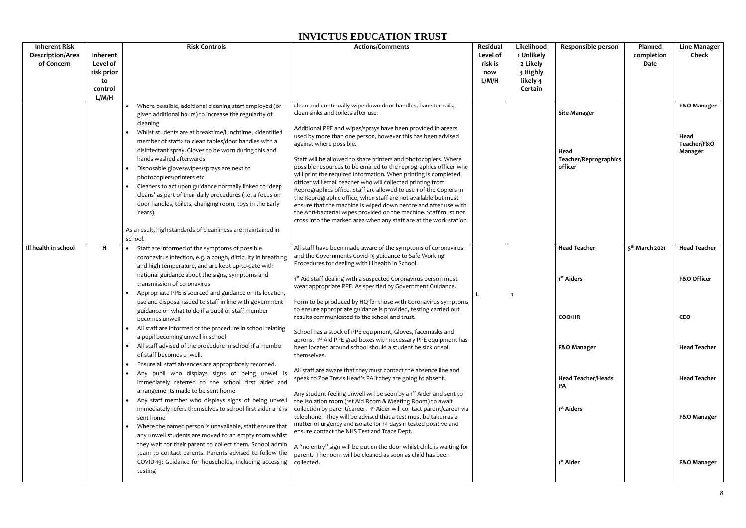# INVICTUS EDUCATION TRUST

| Inherent Risk Description/Area of Concern | Inherent Level of risk prior to control L/M/H | Risk Controls | Actions/Comments | Residual Level of risk is now L/M/H | Likelihood 1 Unlikely 2 Likely 3 Highly likely 4 Certain | Responsible person | Planned completion Date | Line Manager Check |
|---|---|---|---|---|---|---|---|---|
| | | • Where possible, additional cleaning staff employed (or given additional hours) to increase the regularity of cleaning<br>• Whilst students are at breaktime/lunchtime, <identified member of staff> to clean tables/door handles with a disinfectant spray. Gloves to be worn during this and hands washed afterwards<br>• Disposable gloves/wipes/sprays are next to photocopiers/printers etc<br>• Cleaners to act upon guidance normally linked to 'deep cleans' as part of their daily procedures (i.e. a focus on door handles, toilets, changing room, toys in the Early Years).<br><br>As a result, high standards of cleanliness are maintained in school. | clean and continually wipe down door handles, banister rails, clean sinks and toilets after use.<br><br>Additional PPE and wipes/sprays have been provided in arears used by more than one person, however this has been advised against where possible.<br><br>Staff will be allowed to share printers and photocopiers. Where possible resources to be emailed to the reprographics officer who will print the required information. When printing is completed officer will email teacher who will collected printing from Reprographics office. Staff are allowed to use 1 of the Copiers in the Reprographic office, when staff are not available but must ensure that the machine is wiped down before and after use with the Anti-bacterial wipes provided on the machine. Staff must not cross into the marked area when any staff are at the work station. | | | **Site Manager**<br><br>**Head Teacher/Reprographics officer** | | **F&O Manager**<br><br>**Head Teacher/F&O Manager** |
| **Ill health in school** | **H** | • Staff are informed of the symptoms of possible coronavirus infection, e.g. a cough, difficulty in breathing and high temperature, and are kept up-to-date with national guidance about the signs, symptoms and transmission of coronavirus<br>• Appropriate PPE is sourced and guidance on its location, use and disposal issued to staff in line with government guidance on what to do if a pupil or staff member becomes unwell<br>• All staff are informed of the procedure in school relating a pupil becoming unwell in school<br>• All staff advised of the procedure in school if a member of staff becomes unwell.<br>• Ensure all staff absences are appropriately recorded.<br>• Any pupil who displays signs of being unwell is immediately referred to the school first aider and arrangements made to be sent home<br>• Any staff member who displays signs of being unwell immediately refers themselves to school first aider and is sent home<br>• Where the named person is unavailable, staff ensure that any unwell students are moved to an empty room whilst they wait for their parent to collect them. School admin team to contact parents. Parents advised to follow the COVID-19: Guidance for households, including accessing testing | All staff have been made aware of the symptoms of coronavirus and the Governments Covid-19 guidance to Safe Working Procedures for dealing with ill health in School.<br><br>1st Aid staff dealing with a suspected Coronavirus person must wear appropriate PPE. As specified by Government Guidance.<br><br>Form to be produced by HQ for those with Coronavirus symptoms to ensure appropriate guidance is provided, testing carried out results communicated to the school and trust.<br><br>School has a stock of PPE equipment, Gloves, facemasks and aprons. 1st Aid PPE grad boxes with necessary PPE equipment has been located around school should a student be sick or soil themselves.<br><br>All staff are aware that they must contact the absence line and speak to Zoe Trevis Head's PA if they are going to absent.<br><br>Any student feeling unwell will be seen by a 1st Aider and sent to the Isolation room (1st Aid Room & Meeting Room) to await collection by parent/career. 1st Aider will contact parent/career via telephone. They will be advised that a test must be taken as a matter of urgency and isolate for 14 days if tested positive and ensure contact the NHS Test and Trace Dept.<br><br>A "no entry" sign will be put on the door whilst child is waiting for parent. The room will be cleaned as soon as child has been collected. | L | 1 | **Head Teacher**<br><br>**1st Aiders**<br><br>**COO/HR**<br><br>**F&O Manager**<br><br>**Head Teacher/Heads PA**<br><br>**1st Aiders**<br><br>**1st Aider** | **5th March 2021** | **Head Teacher**<br><br>**F&O Officer**<br><br>**CEO**<br><br>**Head Teacher**<br><br>**Head Teacher**<br><br>**F&O Manager**<br><br>**F&O Manager** |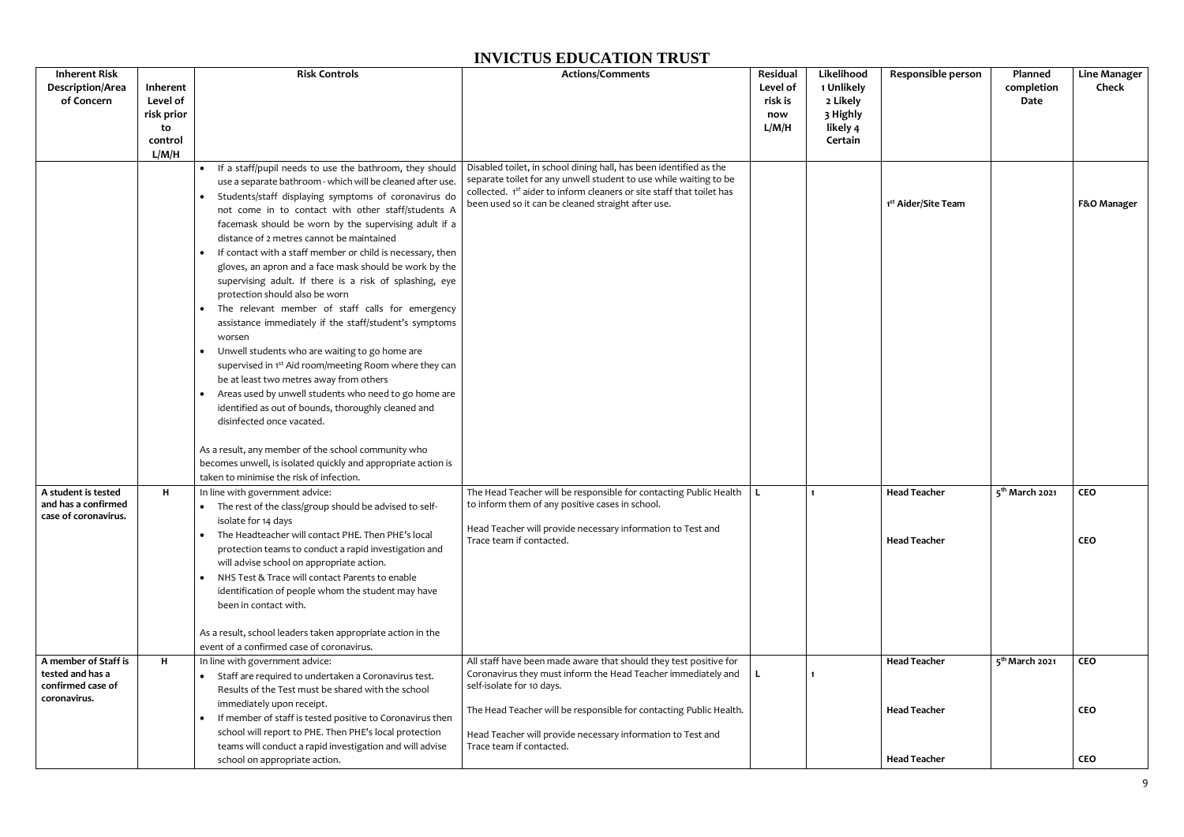# INVICTUS EDUCATION TRUST

| Inherent Risk Description/Area of Concern | Inherent Level of risk prior to control L/M/H | Risk Controls | Actions/Comments | Residual Level of risk is now L/M/H | Likelihood 1 Unlikely 2 Likely 3 Highly likely 4 Certain | Responsible person | Planned completion Date | Line Manager Check |
|---|---|---|---|---|---|---|---|---|
| | | • If a staff/pupil needs to use the bathroom, they should use a separate bathroom - which will be cleaned after use.<br>• Students/staff displaying symptoms of coronavirus do not come in to contact with other staff/students A facemask should be worn by the supervising adult if a distance of 2 metres cannot be maintained<br>• If contact with a staff member or child is necessary, then gloves, an apron and a face mask should be work by the supervising adult. If there is a risk of splashing, eye protection should also be worn<br>• The relevant member of staff calls for emergency assistance immediately if the staff/student's symptoms worsen<br>• Unwell students who are waiting to go home are supervised in 1st Aid room/meeting Room where they can be at least two metres away from others<br>• Areas used by unwell students who need to go home are identified as out of bounds, thoroughly cleaned and disinfected once vacated.<br><br>As a result, any member of the school community who becomes unwell, is isolated quickly and appropriate action is taken to minimise the risk of infection. | Disabled toilet, in school dining hall, has been identified as the separate toilet for any unwell student to use while waiting to be collected. 1st aider to inform cleaners or site staff that toilet has been used so it can be cleaned straight after use. | | | 1st Aider/Site Team | | F&O Manager |
| A student is tested and has a confirmed case of coronavirus. | H | In line with government advice:<br>• The rest of the class/group should be advised to self-isolate for 14 days<br>• The Headteacher will contact PHE. Then PHE's local protection teams to conduct a rapid investigation and will advise school on appropriate action.<br>• NHS Test & Trace will contact Parents to enable identification of people whom the student may have been in contact with.<br><br>As a result, school leaders taken appropriate action in the event of a confirmed case of coronavirus. | The Head Teacher will be responsible for contacting Public Health to inform them of any positive cases in school.<br><br>Head Teacher will provide necessary information to Test and Trace team if contacted. | L | 1 | Head Teacher<br><br>Head Teacher | 5th March 2021 | CEO<br><br>CEO |
| A member of Staff is tested and has a confirmed case of coronavirus. | H | In line with government advice:<br>• Staff are required to undertaken a Coronavirus test. Results of the Test must be shared with the school immediately upon receipt.<br>• If member of staff is tested positive to Coronavirus then school will report to PHE. Then PHE's local protection teams will conduct a rapid investigation and will advise school on appropriate action. | All staff have been made aware that should they test positive for Coronavirus they must inform the Head Teacher immediately and self-isolate for 10 days.<br><br>The Head Teacher will be responsible for contacting Public Health.<br><br>Head Teacher will provide necessary information to Test and Trace team if contacted. | L | 1 | Head Teacher<br><br>Head Teacher<br><br>Head Teacher | 5th March 2021 | CEO<br><br>CEO<br><br>CEO |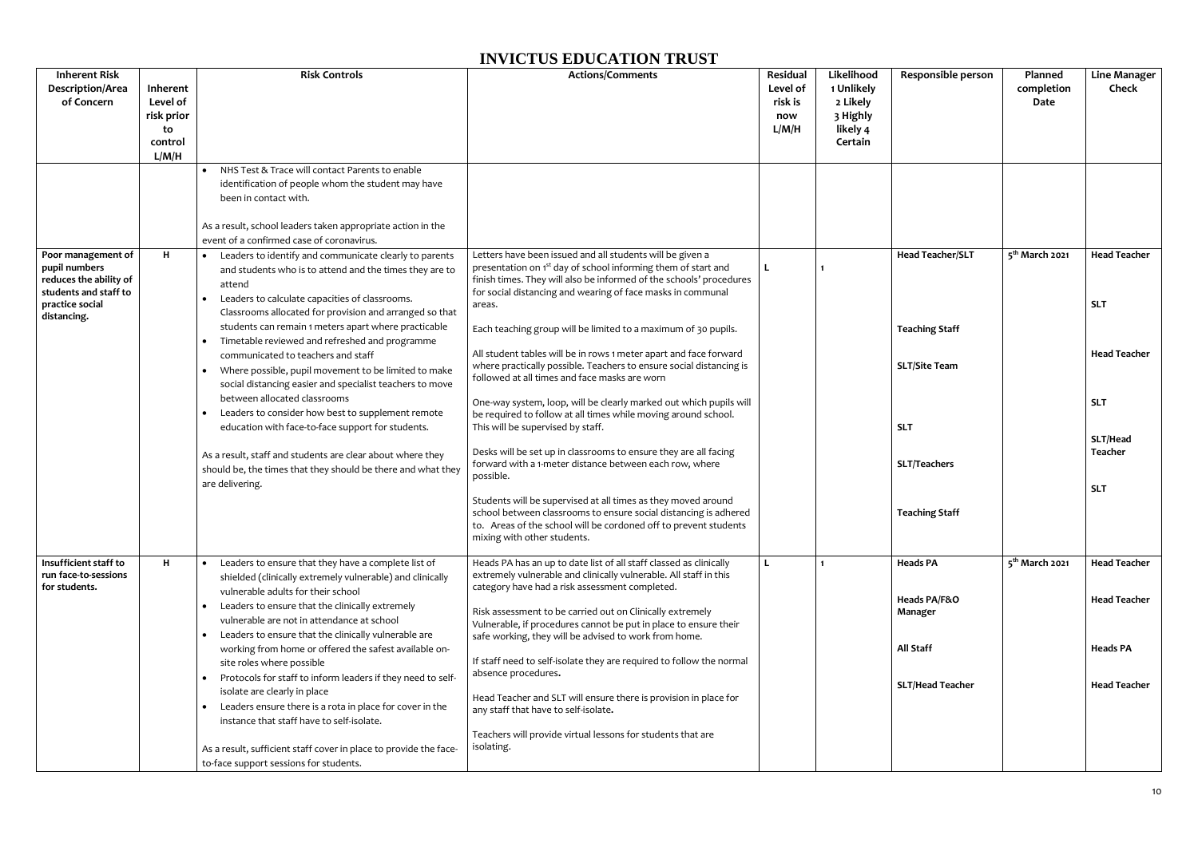# INVICTUS EDUCATION TRUST

| Inherent Risk Description/Area of Concern | Inherent Level of risk prior to control L/M/H | Risk Controls | Actions/Comments | Residual Level of risk is now L/M/H | Likelihood 1 Unlikely 2 Likely 3 Highly likely 4 Certain | Responsible person | Planned completion Date | Line Manager Check |
|---|---|---|---|---|---|---|---|---|
| | | • NHS Test & Trace will contact Parents to enable identification of people whom the student may have been in contact with.<br><br>As a result, school leaders taken appropriate action in the event of a confirmed case of coronavirus. | | | | | | |
| **Poor management of pupil numbers reduces the ability of students and staff to practice social distancing.** | H | • Leaders to identify and communicate clearly to parents and students who is to attend and the times they are to attend<br>• Leaders to calculate capacities of classrooms. Classrooms allocated for provision and arranged so that students can remain 1 meters apart where practicable<br>• Timetable reviewed and refreshed and programme communicated to teachers and staff<br>• Where possible, pupil movement to be limited to make social distancing easier and specialist teachers to move between allocated classrooms<br>• Leaders to consider how best to supplement remote education with face-to-face support for students.<br><br>As a result, staff and students are clear about where they should be, the times that they should be there and what they are delivering. | Letters have been issued and all students will be given a presentation on 1st day of school informing them of start and finish times. They will also be informed of the schools' procedures for social distancing and wearing of face masks in communal areas.<br><br>Each teaching group will be limited to a maximum of 30 pupils.<br><br>All student tables will be in rows 1 meter apart and face forward where practically possible. Teachers to ensure social distancing is followed at all times and face masks are worn<br><br>One-way system, loop, will be clearly marked out which pupils will be required to follow at all times while moving around school. This will be supervised by staff.<br><br>Desks will be set up in classrooms to ensure they are all facing forward with a 1-meter distance between each row, where possible.<br><br>Students will be supervised at all times as they moved around school between classrooms to ensure social distancing is adhered to. Areas of the school will be cordoned off to prevent students mixing with other students. | L | 1 | **Head Teacher/SLT**<br><br>**Teaching Staff**<br><br>**SLT/Site Team**<br><br>**SLT**<br><br>**SLT/Teachers**<br><br>**Teaching Staff** | **5th March 2021** | **Head Teacher**<br><br>**SLT**<br><br>**Head Teacher**<br><br>**SLT**<br><br>**SLT/Head Teacher**<br><br>**SLT** |
| **Insufficient staff to run face-to-sessions for students.** | H | • Leaders to ensure that they have a complete list of shielded (clinically extremely vulnerable) and clinically vulnerable adults for their school<br>• Leaders to ensure that the clinically extremely vulnerable are not in attendance at school<br>• Leaders to ensure that the clinically vulnerable are working from home or offered the safest available on-site roles where possible<br>• Protocols for staff to inform leaders if they need to self-isolate are clearly in place<br>• Leaders ensure there is a rota in place for cover in the instance that staff have to self-isolate.<br><br>As a result, sufficient staff cover in place to provide the face-to-face support sessions for students. | Heads PA has an up to date list of all staff classed as clinically extremely vulnerable and clinically vulnerable. All staff in this category have had a risk assessment completed.<br><br>Risk assessment to be carried out on Clinically extremely Vulnerable, if procedures cannot be put in place to ensure their safe working, they will be advised to work from home.<br><br>If staff need to self-isolate they are required to follow the normal absence procedures.<br><br>Head Teacher and SLT will ensure there is provision in place for any staff that have to self-isolate.<br><br>Teachers will provide virtual lessons for students that are isolating. | L | 1 | **Heads PA**<br><br>**Heads PA/F&O Manager**<br><br>**All Staff**<br><br>**SLT/Head Teacher** | **5th March 2021** | **Head Teacher**<br><br>**Head Teacher**<br><br>**Heads PA**<br><br>**Head Teacher** |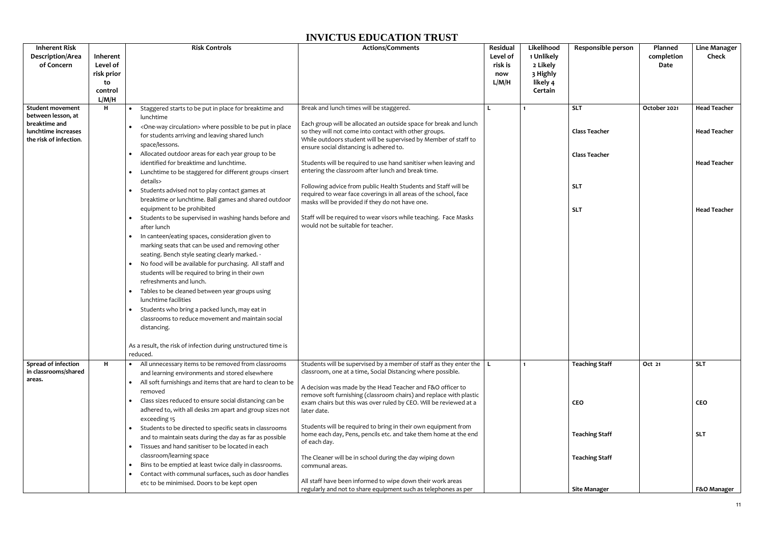# INVICTUS EDUCATION TRUST

| Inherent Risk Description/Area of Concern | Inherent Level of risk prior to control L/M/H | Risk Controls | Actions/Comments | Residual Level of risk is now L/M/H | Likelihood 1 Unlikely 2 Likely 3 Highly likely 4 Certain | Responsible person | Planned completion Date | Line Manager Check |
|---|---|---|---|---|---|---|---|---|
| **Student movement between lesson, at breaktime and lunchtime increases the risk of infection.** | **H** | • Staggered starts to be put in place for breaktime and lunchtime<br>• <One-way circulation> where possible to be put in place for students arriving and leaving shared lunch space/lessons.<br>• Allocated outdoor areas for each year group to be identified for breaktime and lunchtime.<br>• Lunchtime to be staggered for different groups <insert details><br>• Students advised not to play contact games at breaktime or lunchtime. Ball games and shared outdoor equipment to be prohibited<br>• Students to be supervised in washing hands before and after lunch<br>• In canteen/eating spaces, consideration given to marking seats that can be used and removing other seating. Bench style seating clearly marked. ·<br>• No food will be available for purchasing. All staff and students will be required to bring in their own refreshments and lunch.<br>• Tables to be cleaned between year groups using lunchtime facilities<br>• Students who bring a packed lunch, may eat in classrooms to reduce movement and maintain social distancing.<br><br>As a result, the risk of infection during unstructured time is reduced. | Break and lunch times will be staggered.<br><br>Each group will be allocated an outside space for break and lunch so they will not come into contact with other groups.<br>While outdoors student will be supervised by Member of staff to ensure social distancing is adhered to.<br><br>Students will be required to use hand sanitiser when leaving and entering the classroom after lunch and break time.<br><br>Following advice from public Health Students and Staff will be required to wear face coverings in all areas of the school, face masks will be provided if they do not have one.<br><br>Staff will be required to wear visors while teaching. Face Masks would not be suitable for teacher. | **L** | **1** | **SLT**<br><br>**Class Teacher**<br><br>**Class Teacher**<br><br>**SLT**<br><br>**SLT** | **October 2021** | **Head Teacher**<br><br>**Head Teacher**<br><br>**Head Teacher**<br><br>**Head Teacher** |
| **Spread of infection in classrooms/shared areas.** | **H** | • All unnecessary items to be removed from classrooms and learning environments and stored elsewhere<br>• All soft furnishings and items that are hard to clean to be removed<br>• Class sizes reduced to ensure social distancing can be adhered to, with all desks 2m apart and group sizes not exceeding 15<br>• Students to be directed to specific seats in classrooms and to maintain seats during the day as far as possible<br>• Tissues and hand sanitiser to be located in each classroom/learning space<br>• Bins to be emptied at least twice daily in classrooms.<br>• Contact with communal surfaces, such as door handles etc to be minimised. Doors to be kept open | Students will be supervised by a member of staff as they enter the classroom, one at a time, Social Distancing where possible.<br><br>A decision was made by the Head Teacher and F&O officer to remove soft furnishing (classroom chairs) and replace with plastic exam chairs but this was over ruled by CEO. Will be reviewed at a later date.<br><br>Students will be required to bring in their own equipment from home each day, Pens, pencils etc. and take them home at the end of each day.<br><br>The Cleaner will be in school during the day wiping down communal areas.<br><br>All staff have been informed to wipe down their work areas regularly and not to share equipment such as telephones as per | **L** | **1** | **Teaching Staff**<br><br>**CEO**<br><br>**Teaching Staff**<br><br>**Teaching Staff**<br><br>**Site Manager** | **Oct 21** | **SLT**<br><br>**CEO**<br><br>**SLT**<br><br>**F&O Manager** |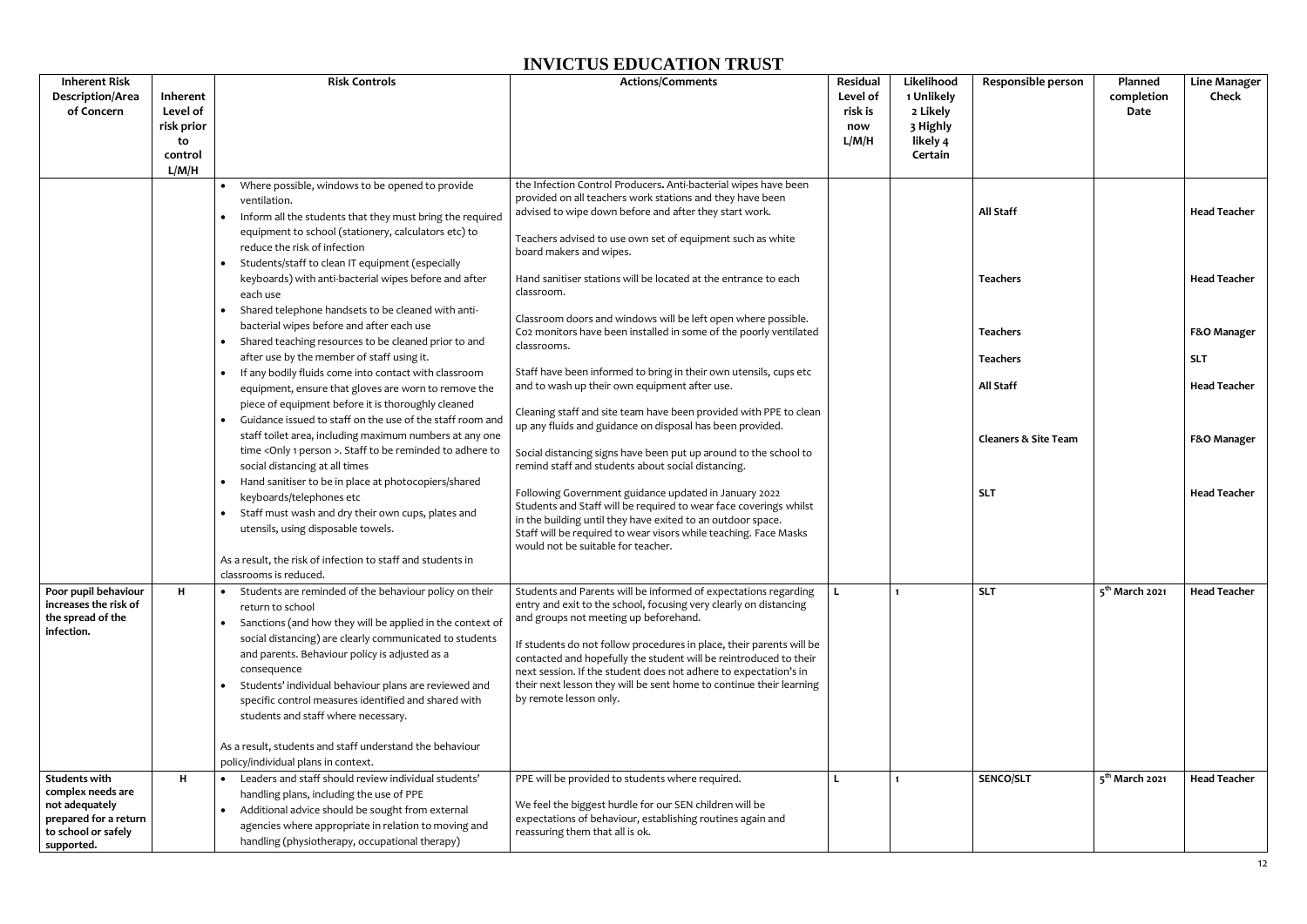# INVICTUS EDUCATION TRUST

| Inherent Risk Description/Area of Concern | Inherent Level of risk prior to control L/M/H | Risk Controls | Actions/Comments | Residual Level of risk is now L/M/H | Likelihood 1 Unlikely 2 Likely 3 Highly likely 4 Certain | Responsible person | Planned completion Date | Line Manager Check |
|---|---|---|---|---|---|---|---|---|
| | | • Where possible, windows to be opened to provide ventilation.<br>• Inform all the students that they must bring the required equipment to school (stationery, calculators etc) to reduce the risk of infection<br>• Students/staff to clean IT equipment (especially keyboards) with anti-bacterial wipes before and after each use<br>• Shared telephone handsets to be cleaned with anti-bacterial wipes before and after each use<br>• Shared teaching resources to be cleaned prior to and after use by the member of staff using it.<br>• If any bodily fluids come into contact with classroom equipment, ensure that gloves are worn to remove the piece of equipment before it is thoroughly cleaned<br>• Guidance issued to staff on the use of the staff room and staff toilet area, including maximum numbers at any one time <Only 1 person >. Staff to be reminded to adhere to social distancing at all times<br>• Hand sanitiser to be in place at photocopiers/shared keyboards/telephones etc<br>• Staff must wash and dry their own cups, plates and utensils, using disposable towels.<br><br>As a result, the risk of infection to staff and students in classrooms is reduced. | the Infection Control Producers. Anti-bacterial wipes have been provided on all teachers work stations and they have been advised to wipe down before and after they start work.<br><br>Teachers advised to use own set of equipment such as white board makers and wipes.<br><br>Hand sanitiser stations will be located at the entrance to each classroom.<br><br>Classroom doors and windows will be left open where possible. Co2 monitors have been installed in some of the poorly ventilated classrooms.<br><br>Staff have been informed to bring in their own utensils, cups etc and to wash up their own equipment after use.<br><br>Cleaning staff and site team have been provided with PPE to clean up any fluids and guidance on disposal has been provided.<br><br>Social distancing signs have been put up around to the school to remind staff and students about social distancing.<br><br>Following Government guidance updated in January 2022 Students and Staff will be required to wear face coverings whilst in the building until they have exited to an outdoor space. Staff will be required to wear visors while teaching. Face Masks would not be suitable for teacher. | | | **All Staff**<br><br>**Teachers**<br><br>**Teachers**<br><br>**Teachers**<br><br>**All Staff**<br><br>**Cleaners & Site Team**<br><br>**SLT** | | **Head Teacher**<br><br>**Head Teacher**<br><br>**F&O Manager**<br><br>**SLT**<br><br>**Head Teacher**<br><br>**F&O Manager**<br><br>**Head Teacher** |
| **Poor pupil behaviour increases the risk of the spread of the infection.** | **H** | • Students are reminded of the behaviour policy on their return to school<br>• Sanctions (and how they will be applied in the context of social distancing) are clearly communicated to students and parents. Behaviour policy is adjusted as a consequence<br>• Students' individual behaviour plans are reviewed and specific control measures identified and shared with students and staff where necessary.<br><br>As a result, students and staff understand the behaviour policy/individual plans in context. | Students and Parents will be informed of expectations regarding entry and exit to the school, focusing very clearly on distancing and groups not meeting up beforehand.<br><br>If students do not follow procedures in place, their parents will be contacted and hopefully the student will be reintroduced to their next session. If the student does not adhere to expectation's in their next lesson they will be sent home to continue their learning by remote lesson only. | **L** | **1** | **SLT** | **5th March 2021** | **Head Teacher** |
| **Students with complex needs are not adequately prepared for a return to school or safely supported.** | **H** | • Leaders and staff should review individual students' handling plans, including the use of PPE<br>• Additional advice should be sought from external agencies where appropriate in relation to moving and handling (physiotherapy, occupational therapy) | PPE will be provided to students where required.<br><br>We feel the biggest hurdle for our SEN children will be expectations of behaviour, establishing routines again and reassuring them that all is ok. | **L** | **1** | **SENCO/SLT** | **5th March 2021** | **Head Teacher** |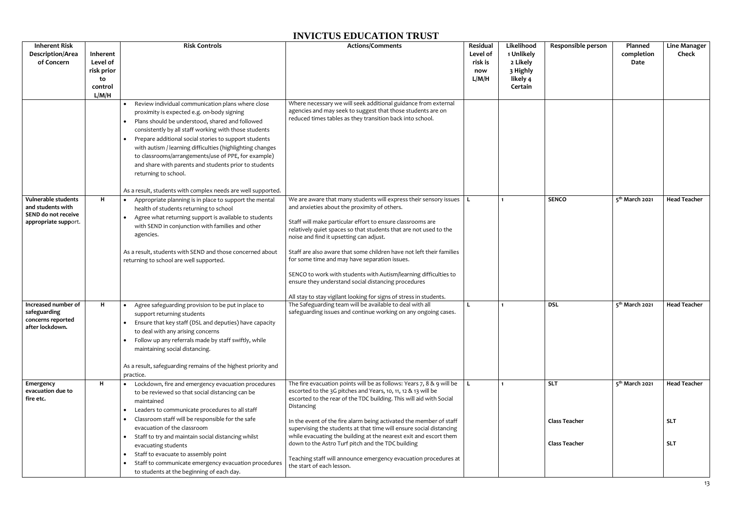# INVICTUS EDUCATION TRUST

| Inherent Risk Description/Area of Concern | Inherent Level of risk prior to control L/M/H | Risk Controls | Actions/Comments | Residual Level of risk is now L/M/H | Likelihood 1 Unlikely 2 Likely 3 Highly likely 4 Certain | Responsible person | Planned completion Date | Line Manager Check |
|---|---|---|---|---|---|---|---|---|
| | | • Review individual communication plans where close proximity is expected e.g. on-body signing<br>• Plans should be understood, shared and followed consistently by all staff working with those students<br>• Prepare additional social stories to support students with autism / learning difficulties (highlighting changes to classrooms/arrangements/use of PPE, for example) and share with parents and students prior to students returning to school.<br><br>As a result, students with complex needs are well supported. | Where necessary we will seek additional guidance from external agencies and may seek to suggest that those students are on reduced times tables as they transition back into school. | | | | | |
| **Vulnerable students and students with SEND do not receive appropriate supp**ort. | **H** | • Appropriate planning is in place to support the mental health of students returning to school<br>• Agree what returning support is available to students with SEND in conjunction with families and other agencies.<br><br>As a result, students with SEND and those concerned about returning to school are well supported. | We are aware that many students will express their sensory issues and anxieties about the proximity of others.<br><br>Staff will make particular effort to ensure classrooms are relatively quiet spaces so that students that are not used to the noise and find it upsetting can adjust.<br><br>Staff are also aware that some children have not left their families for some time and may have separation issues.<br><br>SENCO to work with students with Autism/learning difficulties to ensure they understand social distancing procedures<br><br>All stay to stay vigilant looking for signs of stress in students. | **L** | **1** | **SENCO** | **5th March 2021** | **Head Teacher** |
| **Increased number of safeguarding concerns reported after lockdown.** | **H** | • Agree safeguarding provision to be put in place to support returning students<br>• Ensure that key staff (DSL and deputies) have capacity to deal with any arising concerns<br>• Follow up any referrals made by staff swiftly, while maintaining social distancing.<br><br>As a result, safeguarding remains of the highest priority and practice. | The Safeguarding team will be available to deal with all safeguarding issues and continue working on any ongoing cases. | **L** | **1** | **DSL** | **5th March 2021** | **Head Teacher** |
| **Emergency evacuation due to fire etc.** | **H** | • Lockdown, fire and emergency evacuation procedures to be reviewed so that social distancing can be maintained<br>• Leaders to communicate procedures to all staff<br>• Classroom staff will be responsible for the safe evacuation of the classroom<br>• Staff to try and maintain social distancing whilst evacuating students<br>• Staff to evacuate to assembly point<br>• Staff to communicate emergency evacuation procedures to students at the beginning of each day. | The fire evacuation points will be as follows: Years 7, 8 & 9 will be escorted to the 3G pitches and Years, 10, 11, 12 & 13 will be escorted to the rear of the TDC building. This will aid with Social Distancing<br><br>In the event of the fire alarm being activated the member of staff supervising the students at that time will ensure social distancing while evacuating the building at the nearest exit and escort them down to the Astro Turf pitch and the TDC building<br><br>Teaching staff will announce emergency evacuation procedures at the start of each lesson. | **L** | **1** | **SLT**<br><br>**Class Teacher**<br><br>**Class Teacher** | **5th March 2021** | **Head Teacher**<br><br>**SLT**<br><br>**SLT** |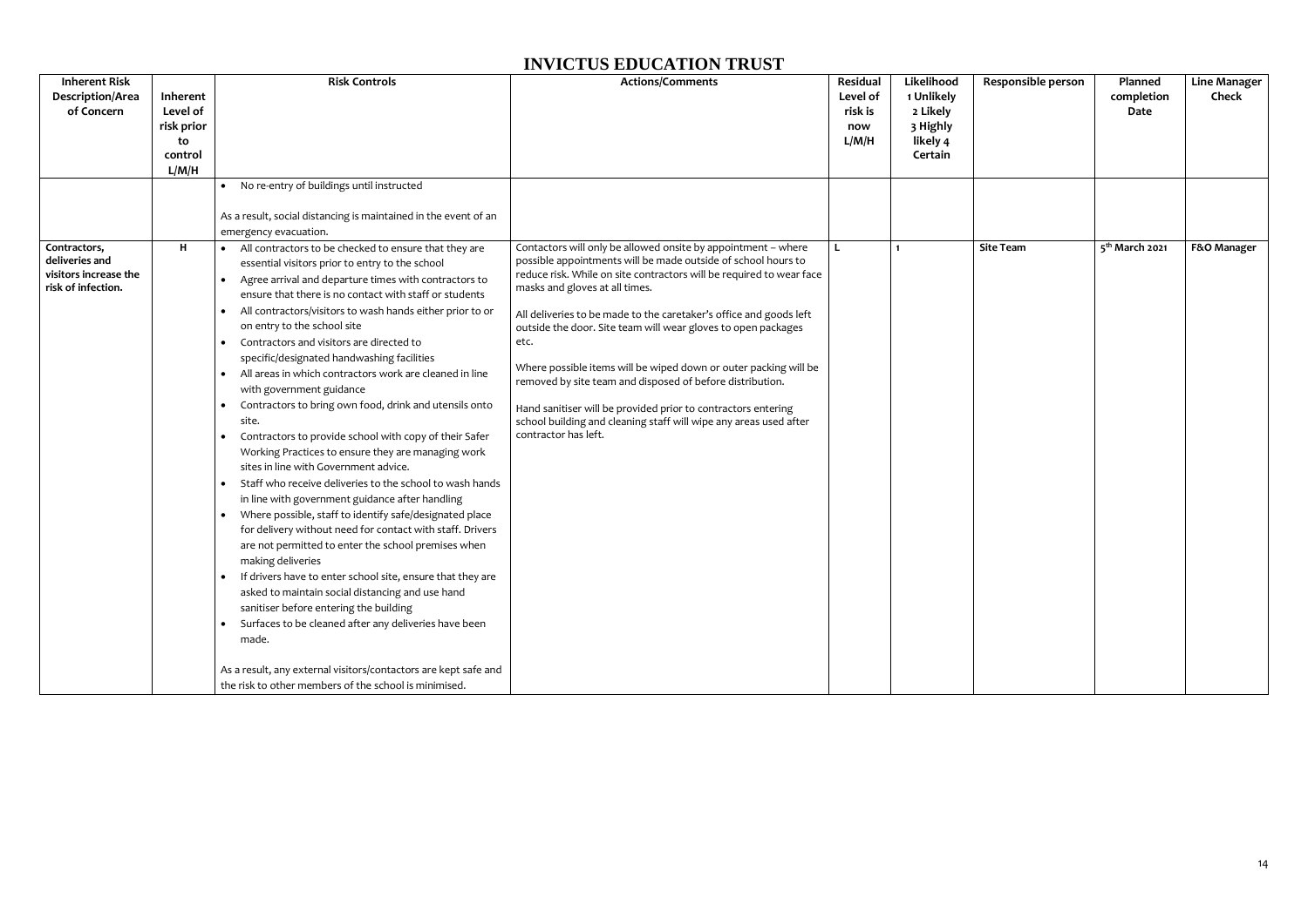# INVICTUS EDUCATION TRUST

| Inherent Risk Description/Area of Concern | Inherent Level of risk prior to control L/M/H | Risk Controls | Actions/Comments | Residual Level of risk is now L/M/H | Likelihood 1 Unlikely 2 Likely 3 Highly likely 4 Certain | Responsible person | Planned completion Date | Line Manager Check |
|---|---|---|---|---|---|---|---|---|
| | | • No re-entry of buildings until instructed<br><br>As a result, social distancing is maintained in the event of an emergency evacuation. | | | | | | |
| **Contractors, deliveries and visitors increase the risk of infection.** | **H** | • All contractors to be checked to ensure that they are essential visitors prior to entry to the school<br>• Agree arrival and departure times with contractors to ensure that there is no contact with staff or students<br>• All contractors/visitors to wash hands either prior to or on entry to the school site<br>• Contractors and visitors are directed to specific/designated handwashing facilities<br>• All areas in which contractors work are cleaned in line with government guidance<br>• Contractors to bring own food, drink and utensils onto site.<br>• Contractors to provide school with copy of their Safer Working Practices to ensure they are managing work sites in line with Government advice.<br>• Staff who receive deliveries to the school to wash hands in line with government guidance after handling<br>• Where possible, staff to identify safe/designated place for delivery without need for contact with staff. Drivers are not permitted to enter the school premises when making deliveries<br>• If drivers have to enter school site, ensure that they are asked to maintain social distancing and use hand sanitiser before entering the building<br>• Surfaces to be cleaned after any deliveries have been made.<br><br>As a result, any external visitors/contactors are kept safe and the risk to other members of the school is minimised. | Contactors will only be allowed onsite by appointment – where possible appointments will be made outside of school hours to reduce risk. While on site contractors will be required to wear face masks and gloves at all times.<br><br>All deliveries to be made to the caretaker's office and goods left outside the door. Site team will wear gloves to open packages etc.<br><br>Where possible items will be wiped down or outer packing will be removed by site team and disposed of before distribution.<br><br>Hand sanitiser will be provided prior to contractors entering school building and cleaning staff will wipe any areas used after contractor has left. | L | 1 | **Site Team** | **5th March 2021** | **F&O Manager** |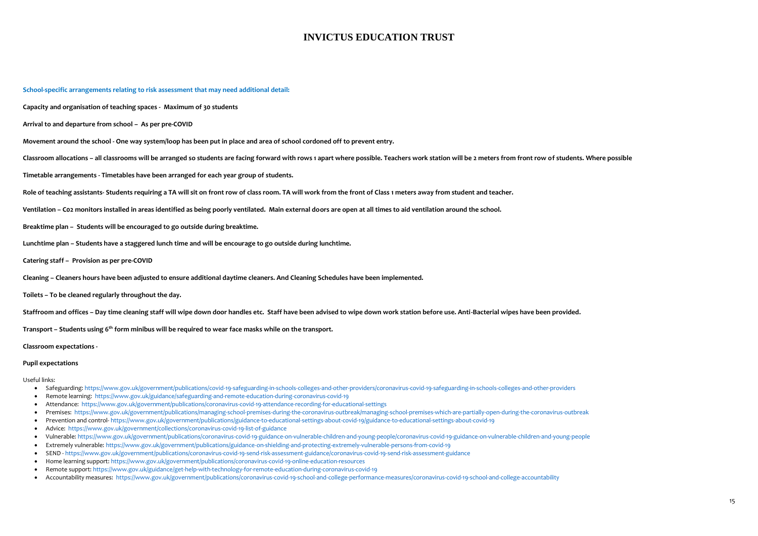# INVICTUS EDUCATION TRUST

**School-specific arrangements relating to risk assessment that may need additional detail:**

**Capacity and organisation of teaching spaces - Maximum of 30 students**

**Arrival to and departure from school – As per pre-COVID**

**Movement around the school - One way system/loop has been put in place and area of school cordoned off to prevent entry.**

**Classroom allocations – all classrooms will be arranged so students are facing forward with rows 1 apart where possible. Teachers work station will be 2 meters from front row of students. Where possible**

**Timetable arrangements - Timetables have been arranged for each year group of students.**

**Role of teaching assistants- Students requiring a TA will sit on front row of class room. TA will work from the front of Class 1 meters away from student and teacher.**

**Ventilation – C02 monitors installed in areas identified as being poorly ventilated. Main external doors are open at all times to aid ventilation around the school.**

**Breaktime plan – Students will be encouraged to go outside during breaktime.**

**Lunchtime plan – Students have a staggered lunch time and will be encourage to go outside during lunchtime.**

**Catering staff – Provision as per pre-COVID**

**Cleaning – Cleaners hours have been adjusted to ensure additional daytime cleaners. And Cleaning Schedules have been implemented.**

**Toilets – To be cleaned regularly throughout the day.**

**Staffroom and offices – Day time cleaning staff will wipe down door handles etc. Staff have been advised to wipe down work station before use. Anti-Bacterial wipes have been provided.**

**Transport – Students using 6th form minibus will be required to wear face masks while on the transport.**

**Classroom expectations -**

**Pupil expectations**

Useful links:

- Safeguarding: https://www.gov.uk/government/publications/covid-19-safeguarding-in-schools-colleges-and-other-providers/coronavirus-covid-19-safeguarding-in-schools-colleges-and-other-providers
- Remote learning: https://www.gov.uk/guidance/safeguarding-and-remote-education-during-coronavirus-covid-19
- Attendance: https://www.gov.uk/government/publications/coronavirus-covid-19-attendance-recording-for-educational-settings
- Premises: https://www.gov.uk/government/publications/managing-school-premises-during-the-coronavirus-outbreak/managing-school-premises-which-are-partially-open-during-the-coronavirus-outbreak
- Prevention and control- https://www.gov.uk/government/publications/guidance-to-educational-settings-about-covid-19/guidance-to-educational-settings-about-covid-19
- Advice: https://www.gov.uk/government/collections/coronavirus-covid-19-list-of-guidance
- Vulnerable: https://www.gov.uk/government/publications/coronavirus-covid-19-guidance-on-vulnerable-children-and-young-people/coronavirus-covid-19-guidance-on-vulnerable-children-and-young-people
- Extremely vulnerable: https://www.gov.uk/government/publications/guidance-on-shielding-and-protecting-extremely-vulnerable-persons-from-covid-19
- SEND - https://www.gov.uk/government/publications/coronavirus-covid-19-send-risk-assessment-guidance/coronavirus-covid-19-send-risk-assessment-guidance
- Home learning support: https://www.gov.uk/government/publications/coronavirus-covid-19-online-education-resources
- Remote support: https://www.gov.uk/guidance/get-help-with-technology-for-remote-education-during-coronavirus-covid-19
- Accountability measures: https://www.gov.uk/government/publications/coronavirus-covid-19-school-and-college-performance-measures/coronavirus-covid-19-school-and-college-accountability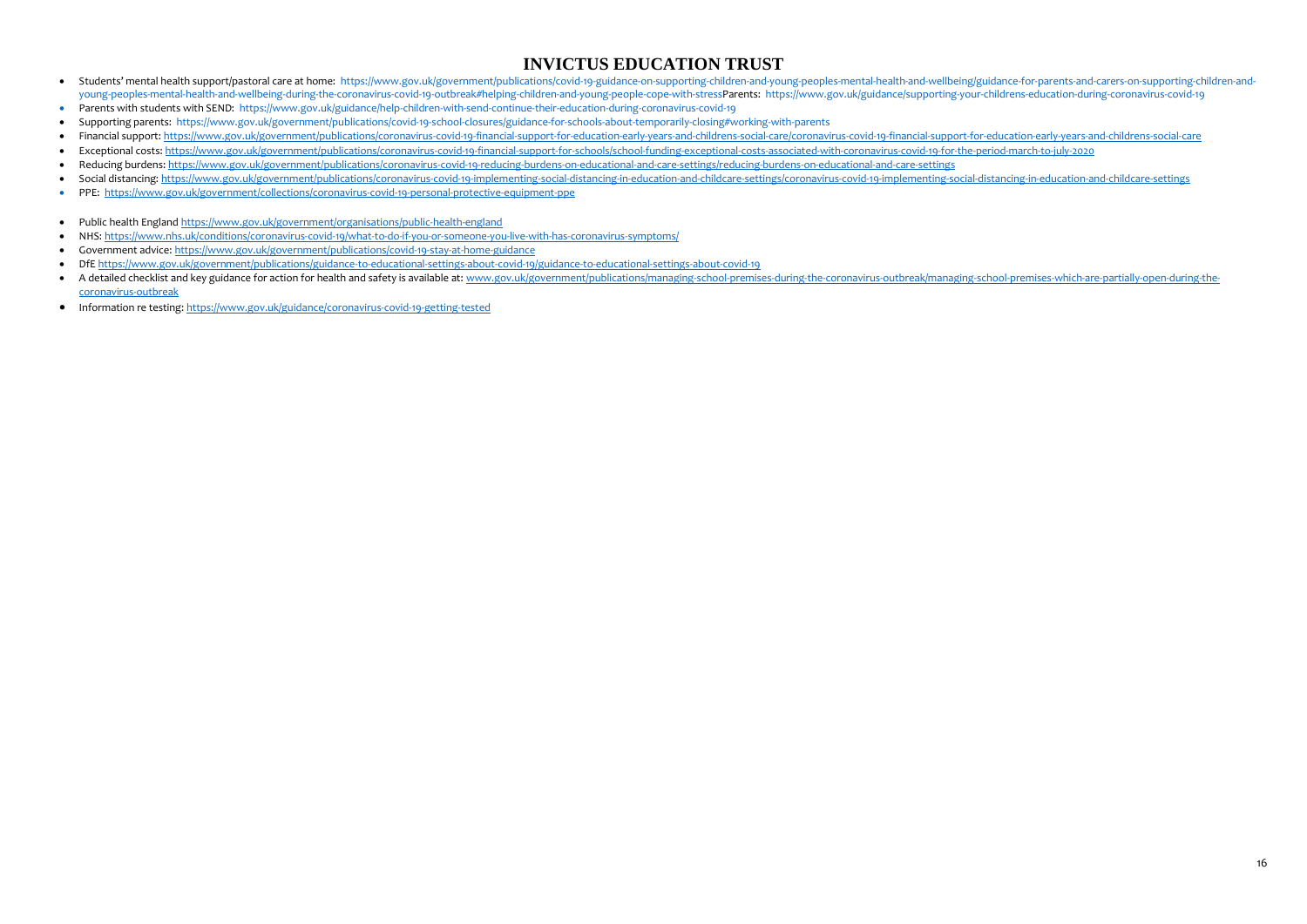# INVICTUS EDUCATION TRUST

- Students' mental health support/pastoral care at home: https://www.gov.uk/government/publications/covid-19-guidance-on-supporting-children-and-young-peoples-mental-health-and-wellbeing/guidance-for-parents-and-carers-on-supporting-children-and-young-peoples-mental-health-and-wellbeing-during-the-coronavirus-covid-19-outbreak#helping-children-and-young-people-cope-with-stressParents: https://www.gov.uk/guidance/supporting-your-childrens-education-during-coronavirus-covid-19
- Parents with students with SEND: https://www.gov.uk/guidance/help-children-with-send-continue-their-education-during-coronavirus-covid-19
- Supporting parents: https://www.gov.uk/government/publications/covid-19-school-closures/guidance-for-schools-about-temporarily-closing#working-with-parents
- Financial support: https://www.gov.uk/government/publications/coronavirus-covid-19-financial-support-for-education-early-years-and-childrens-social-care/coronavirus-covid-19-financial-support-for-education-early-years-and-childrens-social-care
- Exceptional costs: https://www.gov.uk/government/publications/coronavirus-covid-19-financial-support-for-schools/school-funding-exceptional-costs-associated-with-coronavirus-covid-19-for-the-period-march-to-july-2020
- Reducing burdens: https://www.gov.uk/government/publications/coronavirus-covid-19-reducing-burdens-on-educational-and-care-settings/reducing-burdens-on-educational-and-care-settings
- Social distancing: https://www.gov.uk/government/publications/coronavirus-covid-19-implementing-social-distancing-in-education-and-childcare-settings/coronavirus-covid-19-implementing-social-distancing-in-education-and-childcare-settings
- PPE: https://www.gov.uk/government/collections/coronavirus-covid-19-personal-protective-equipment-ppe

- Public health England https://www.gov.uk/government/organisations/public-health-england
- NHS: https://www.nhs.uk/conditions/coronavirus-covid-19/what-to-do-if-you-or-someone-you-live-with-has-coronavirus-symptoms/
- Government advice: https://www.gov.uk/government/publications/covid-19-stay-at-home-guidance
- DfE https://www.gov.uk/government/publications/guidance-to-educational-settings-about-covid-19/guidance-to-educational-settings-about-covid-19
- A detailed checklist and key guidance for action for health and safety is available at: www.gov.uk/government/publications/managing-school-premises-during-the-coronavirus-outbreak/managing-school-premises-which-are-partially-open-during-the-coronavirus-outbreak
- Information re testing: https://www.gov.uk/guidance/coronavirus-covid-19-getting-tested